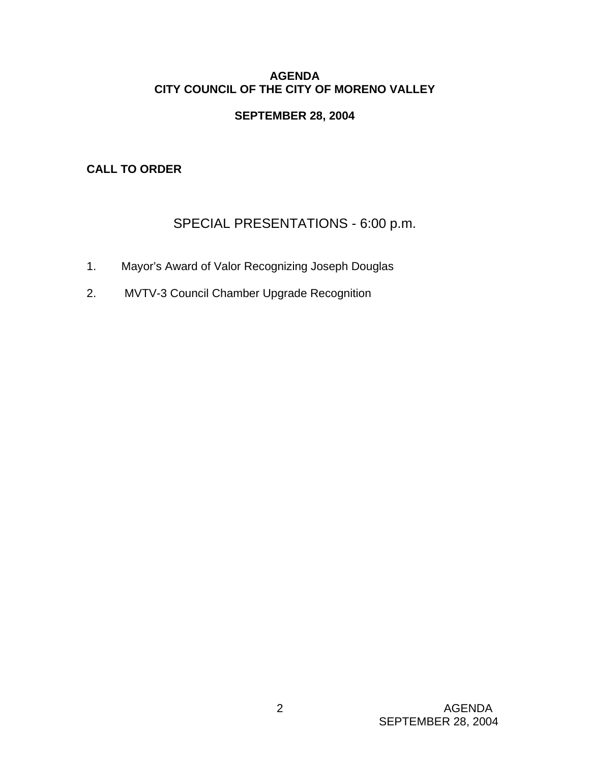# AGENDA
# CITY COUNCIL OF THE CITY OF MORENO VALLEY

**SEPTEMBER 28, 2004**

**CALL TO ORDER**

## SPECIAL PRESENTATIONS - 6:00 p.m.

1. Mayor's Award of Valor Recognizing Joseph Douglas
2. MVTV-3 Council Chamber Upgrade Recognition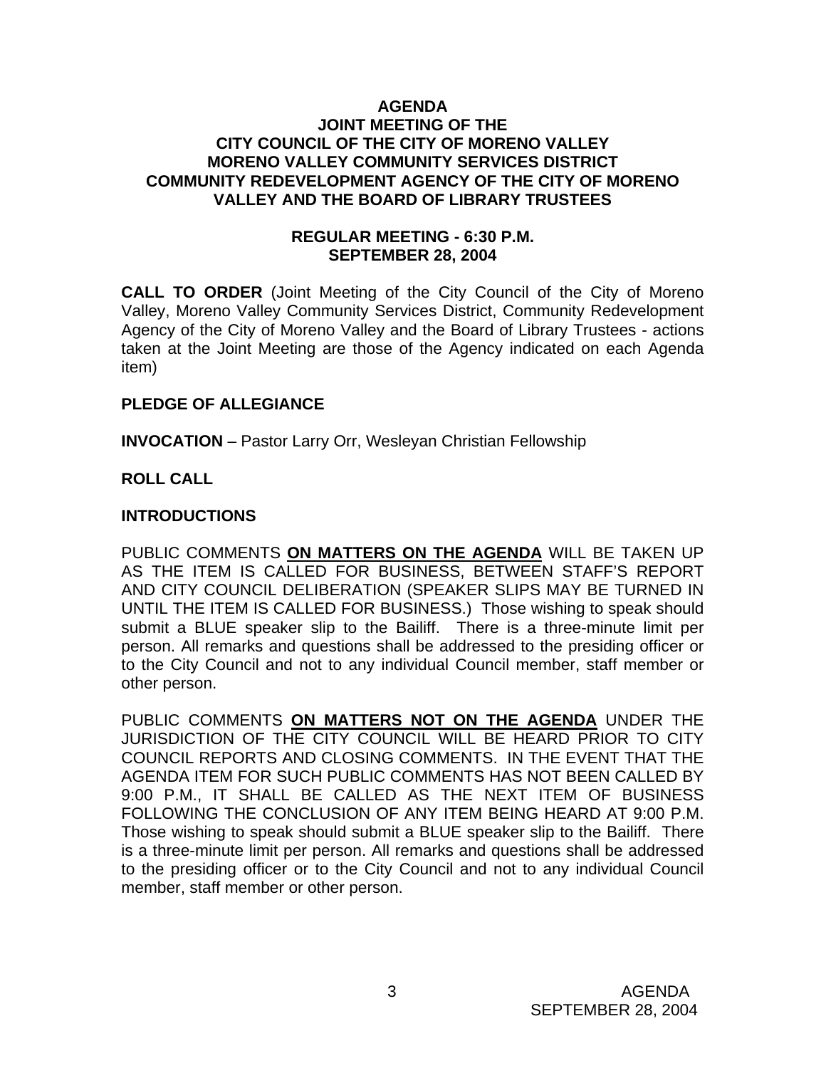**AGENDA**
**JOINT MEETING OF THE**
**CITY COUNCIL OF THE CITY OF MORENO VALLEY**
**MORENO VALLEY COMMUNITY SERVICES DISTRICT**
**COMMUNITY REDEVELOPMENT AGENCY OF THE CITY OF MORENO VALLEY AND THE BOARD OF LIBRARY TRUSTEES**

**REGULAR MEETING - 6:30 P.M.**
**SEPTEMBER 28, 2004**

**CALL TO ORDER** (Joint Meeting of the City Council of the City of Moreno Valley, Moreno Valley Community Services District, Community Redevelopment Agency of the City of Moreno Valley and the Board of Library Trustees - actions taken at the Joint Meeting are those of the Agency indicated on each Agenda item)

**PLEDGE OF ALLEGIANCE**

**INVOCATION** – Pastor Larry Orr, Wesleyan Christian Fellowship

**ROLL CALL**

**INTRODUCTIONS**

PUBLIC COMMENTS **ON MATTERS ON THE AGENDA** WILL BE TAKEN UP AS THE ITEM IS CALLED FOR BUSINESS, BETWEEN STAFF'S REPORT AND CITY COUNCIL DELIBERATION (SPEAKER SLIPS MAY BE TURNED IN UNTIL THE ITEM IS CALLED FOR BUSINESS.) Those wishing to speak should submit a BLUE speaker slip to the Bailiff. There is a three-minute limit per person. All remarks and questions shall be addressed to the presiding officer or to the City Council and not to any individual Council member, staff member or other person.

PUBLIC COMMENTS **ON MATTERS NOT ON THE AGENDA** UNDER THE JURISDICTION OF THE CITY COUNCIL WILL BE HEARD PRIOR TO CITY COUNCIL REPORTS AND CLOSING COMMENTS. IN THE EVENT THAT THE AGENDA ITEM FOR SUCH PUBLIC COMMENTS HAS NOT BEEN CALLED BY 9:00 P.M., IT SHALL BE CALLED AS THE NEXT ITEM OF BUSINESS FOLLOWING THE CONCLUSION OF ANY ITEM BEING HEARD AT 9:00 P.M. Those wishing to speak should submit a BLUE speaker slip to the Bailiff. There is a three-minute limit per person. All remarks and questions shall be addressed to the presiding officer or to the City Council and not to any individual Council member, staff member or other person.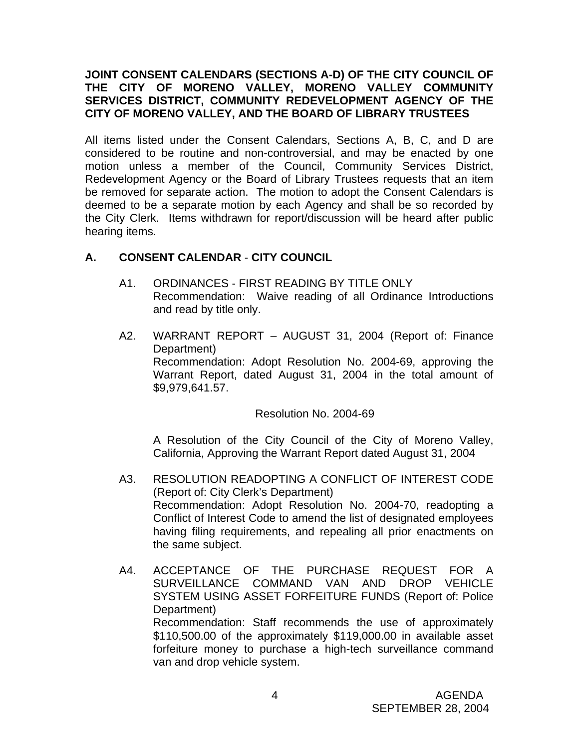**JOINT CONSENT CALENDARS (SECTIONS A-D) OF THE CITY COUNCIL OF THE CITY OF MORENO VALLEY, MORENO VALLEY COMMUNITY SERVICES DISTRICT, COMMUNITY REDEVELOPMENT AGENCY OF THE CITY OF MORENO VALLEY, AND THE BOARD OF LIBRARY TRUSTEES**

All items listed under the Consent Calendars, Sections A, B, C, and D are considered to be routine and non-controversial, and may be enacted by one motion unless a member of the Council, Community Services District, Redevelopment Agency or the Board of Library Trustees requests that an item be removed for separate action. The motion to adopt the Consent Calendars is deemed to be a separate motion by each Agency and shall be so recorded by the City Clerk. Items withdrawn for report/discussion will be heard after public hearing items.

## A. CONSENT CALENDAR - CITY COUNCIL

A1. ORDINANCES - FIRST READING BY TITLE ONLY
Recommendation: Waive reading of all Ordinance Introductions and read by title only.

A2. WARRANT REPORT – AUGUST 31, 2004 (Report of: Finance Department)
Recommendation: Adopt Resolution No. 2004-69, approving the Warrant Report, dated August 31, 2004 in the total amount of $9,979,641.57.

Resolution No. 2004-69

A Resolution of the City Council of the City of Moreno Valley, California, Approving the Warrant Report dated August 31, 2004

A3. RESOLUTION READOPTING A CONFLICT OF INTEREST CODE (Report of: City Clerk's Department)
Recommendation: Adopt Resolution No. 2004-70, readopting a Conflict of Interest Code to amend the list of designated employees having filing requirements, and repealing all prior enactments on the same subject.

A4. ACCEPTANCE OF THE PURCHASE REQUEST FOR A SURVEILLANCE COMMAND VAN AND DROP VEHICLE SYSTEM USING ASSET FORFEITURE FUNDS (Report of: Police Department)
Recommendation: Staff recommends the use of approximately $110,500.00 of the approximately $119,000.00 in available asset forfeiture money to purchase a high-tech surveillance command van and drop vehicle system.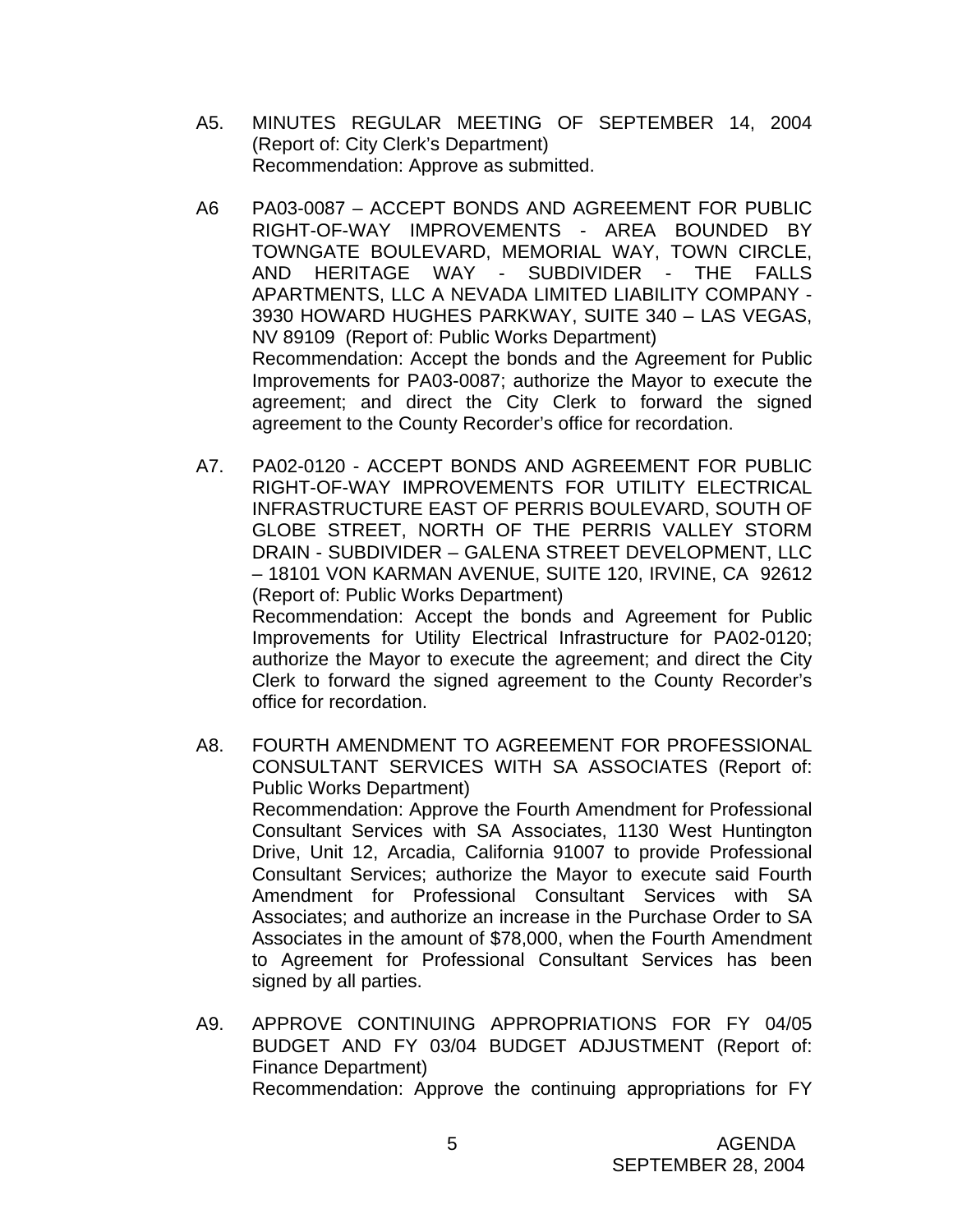A5. MINUTES REGULAR MEETING OF SEPTEMBER 14, 2004 (Report of: City Clerk's Department)
Recommendation: Approve as submitted.

A6 PA03-0087 – ACCEPT BONDS AND AGREEMENT FOR PUBLIC RIGHT-OF-WAY IMPROVEMENTS - AREA BOUNDED BY TOWNGATE BOULEVARD, MEMORIAL WAY, TOWN CIRCLE, AND HERITAGE WAY - SUBDIVIDER - THE FALLS APARTMENTS, LLC A NEVADA LIMITED LIABILITY COMPANY - 3930 HOWARD HUGHES PARKWAY, SUITE 340 – LAS VEGAS, NV 89109 (Report of: Public Works Department)
Recommendation: Accept the bonds and the Agreement for Public Improvements for PA03-0087; authorize the Mayor to execute the agreement; and direct the City Clerk to forward the signed agreement to the County Recorder's office for recordation.

A7. PA02-0120 - ACCEPT BONDS AND AGREEMENT FOR PUBLIC RIGHT-OF-WAY IMPROVEMENTS FOR UTILITY ELECTRICAL INFRASTRUCTURE EAST OF PERRIS BOULEVARD, SOUTH OF GLOBE STREET, NORTH OF THE PERRIS VALLEY STORM DRAIN - SUBDIVIDER – GALENA STREET DEVELOPMENT, LLC – 18101 VON KARMAN AVENUE, SUITE 120, IRVINE, CA 92612 (Report of: Public Works Department)
Recommendation: Accept the bonds and Agreement for Public Improvements for Utility Electrical Infrastructure for PA02-0120; authorize the Mayor to execute the agreement; and direct the City Clerk to forward the signed agreement to the County Recorder's office for recordation.

A8. FOURTH AMENDMENT TO AGREEMENT FOR PROFESSIONAL CONSULTANT SERVICES WITH SA ASSOCIATES (Report of: Public Works Department)
Recommendation: Approve the Fourth Amendment for Professional Consultant Services with SA Associates, 1130 West Huntington Drive, Unit 12, Arcadia, California 91007 to provide Professional Consultant Services; authorize the Mayor to execute said Fourth Amendment for Professional Consultant Services with SA Associates; and authorize an increase in the Purchase Order to SA Associates in the amount of $78,000, when the Fourth Amendment to Agreement for Professional Consultant Services has been signed by all parties.

A9. APPROVE CONTINUING APPROPRIATIONS FOR FY 04/05 BUDGET AND FY 03/04 BUDGET ADJUSTMENT (Report of: Finance Department)
Recommendation: Approve the continuing appropriations for FY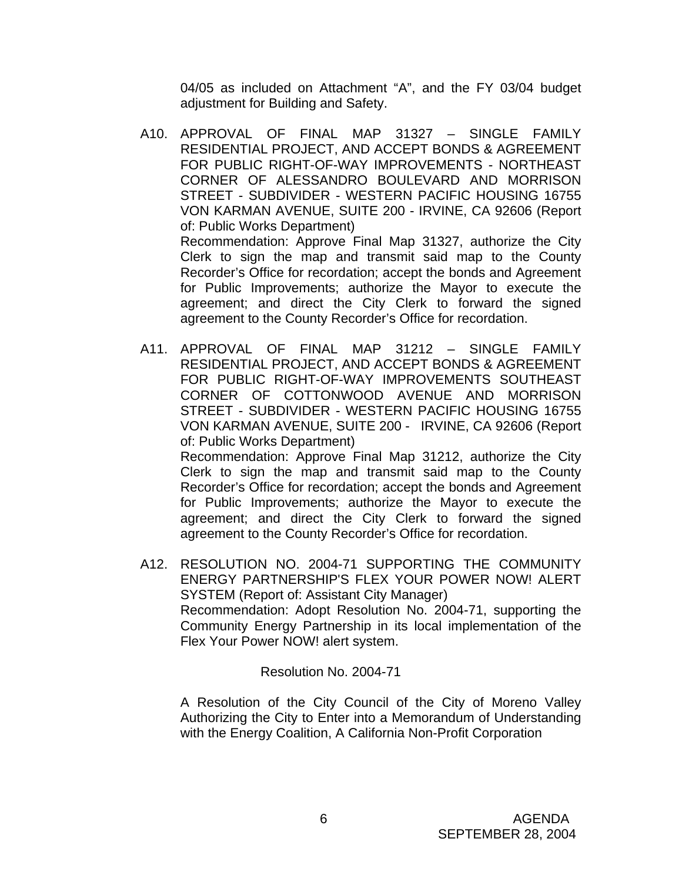04/05 as included on Attachment "A", and the FY 03/04 budget adjustment for Building and Safety.

A10. APPROVAL OF FINAL MAP 31327 – SINGLE FAMILY RESIDENTIAL PROJECT, AND ACCEPT BONDS & AGREEMENT FOR PUBLIC RIGHT-OF-WAY IMPROVEMENTS - NORTHEAST CORNER OF ALESSANDRO BOULEVARD AND MORRISON STREET - SUBDIVIDER - WESTERN PACIFIC HOUSING 16755 VON KARMAN AVENUE, SUITE 200 - IRVINE, CA 92606 (Report of: Public Works Department)

Recommendation: Approve Final Map 31327, authorize the City Clerk to sign the map and transmit said map to the County Recorder's Office for recordation; accept the bonds and Agreement for Public Improvements; authorize the Mayor to execute the agreement; and direct the City Clerk to forward the signed agreement to the County Recorder's Office for recordation.

A11. APPROVAL OF FINAL MAP 31212 – SINGLE FAMILY RESIDENTIAL PROJECT, AND ACCEPT BONDS & AGREEMENT FOR PUBLIC RIGHT-OF-WAY IMPROVEMENTS SOUTHEAST CORNER OF COTTONWOOD AVENUE AND MORRISON STREET - SUBDIVIDER - WESTERN PACIFIC HOUSING 16755 VON KARMAN AVENUE, SUITE 200 - IRVINE, CA 92606 (Report of: Public Works Department)

Recommendation: Approve Final Map 31212, authorize the City Clerk to sign the map and transmit said map to the County Recorder's Office for recordation; accept the bonds and Agreement for Public Improvements; authorize the Mayor to execute the agreement; and direct the City Clerk to forward the signed agreement to the County Recorder's Office for recordation.

A12. RESOLUTION NO. 2004-71 SUPPORTING THE COMMUNITY ENERGY PARTNERSHIP'S FLEX YOUR POWER NOW! ALERT SYSTEM (Report of: Assistant City Manager)

Recommendation: Adopt Resolution No. 2004-71, supporting the Community Energy Partnership in its local implementation of the Flex Your Power NOW! alert system.

Resolution No. 2004-71

A Resolution of the City Council of the City of Moreno Valley Authorizing the City to Enter into a Memorandum of Understanding with the Energy Coalition, A California Non-Profit Corporation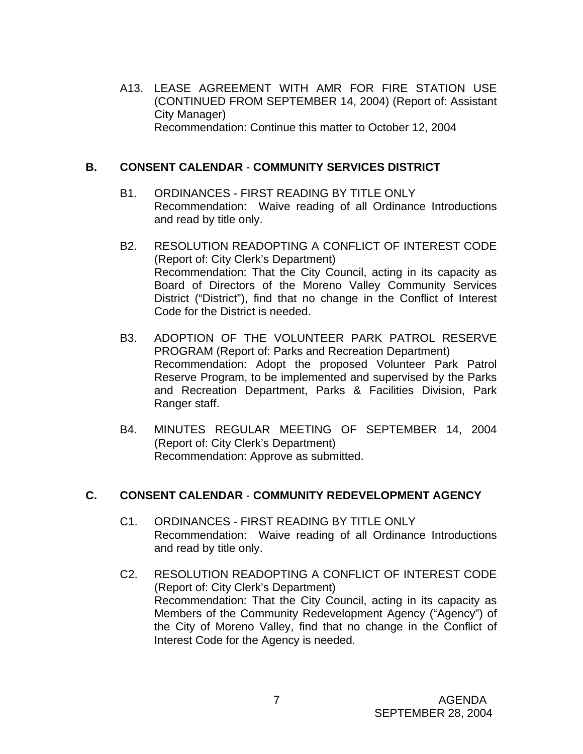A13. LEASE AGREEMENT WITH AMR FOR FIRE STATION USE (CONTINUED FROM SEPTEMBER 14, 2004) (Report of: Assistant City Manager)
Recommendation: Continue this matter to October 12, 2004

## B. CONSENT CALENDAR - COMMUNITY SERVICES DISTRICT

B1. ORDINANCES - FIRST READING BY TITLE ONLY
Recommendation: Waive reading of all Ordinance Introductions and read by title only.

B2. RESOLUTION READOPTING A CONFLICT OF INTEREST CODE (Report of: City Clerk's Department)
Recommendation: That the City Council, acting in its capacity as Board of Directors of the Moreno Valley Community Services District ("District"), find that no change in the Conflict of Interest Code for the District is needed.

B3. ADOPTION OF THE VOLUNTEER PARK PATROL RESERVE PROGRAM (Report of: Parks and Recreation Department)
Recommendation: Adopt the proposed Volunteer Park Patrol Reserve Program, to be implemented and supervised by the Parks and Recreation Department, Parks & Facilities Division, Park Ranger staff.

B4. MINUTES REGULAR MEETING OF SEPTEMBER 14, 2004 (Report of: City Clerk's Department)
Recommendation: Approve as submitted.

## C. CONSENT CALENDAR - COMMUNITY REDEVELOPMENT AGENCY

C1. ORDINANCES - FIRST READING BY TITLE ONLY
Recommendation: Waive reading of all Ordinance Introductions and read by title only.

C2. RESOLUTION READOPTING A CONFLICT OF INTEREST CODE (Report of: City Clerk's Department)
Recommendation: That the City Council, acting in its capacity as Members of the Community Redevelopment Agency ("Agency") of the City of Moreno Valley, find that no change in the Conflict of Interest Code for the Agency is needed.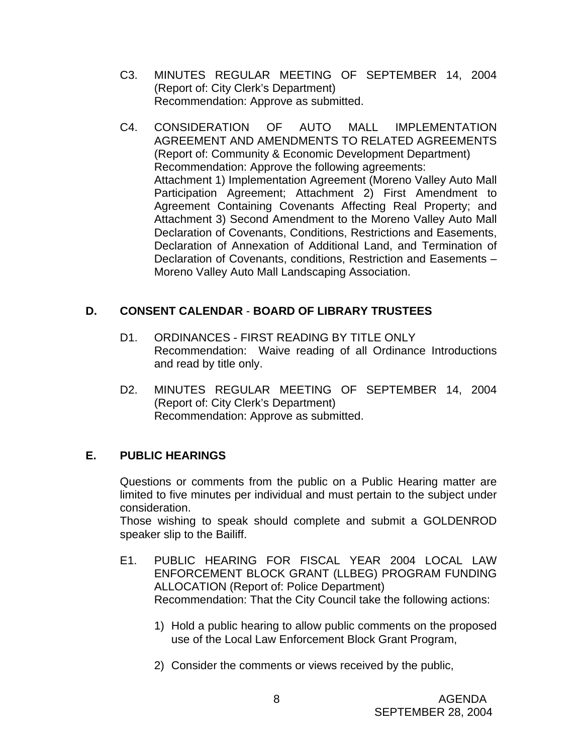C3. MINUTES REGULAR MEETING OF SEPTEMBER 14, 2004 (Report of: City Clerk's Department)
Recommendation: Approve as submitted.

C4. CONSIDERATION OF AUTO MALL IMPLEMENTATION AGREEMENT AND AMENDMENTS TO RELATED AGREEMENTS (Report of: Community & Economic Development Department)
Recommendation: Approve the following agreements:
Attachment 1) Implementation Agreement (Moreno Valley Auto Mall Participation Agreement; Attachment 2) First Amendment to Agreement Containing Covenants Affecting Real Property; and Attachment 3) Second Amendment to the Moreno Valley Auto Mall Declaration of Covenants, Conditions, Restrictions and Easements, Declaration of Annexation of Additional Land, and Termination of Declaration of Covenants, conditions, Restriction and Easements – Moreno Valley Auto Mall Landscaping Association.

## D. CONSENT CALENDAR - BOARD OF LIBRARY TRUSTEES

D1. ORDINANCES - FIRST READING BY TITLE ONLY
Recommendation: Waive reading of all Ordinance Introductions and read by title only.

D2. MINUTES REGULAR MEETING OF SEPTEMBER 14, 2004 (Report of: City Clerk's Department)
Recommendation: Approve as submitted.

## E. PUBLIC HEARINGS

Questions or comments from the public on a Public Hearing matter are limited to five minutes per individual and must pertain to the subject under consideration.
Those wishing to speak should complete and submit a GOLDENROD speaker slip to the Bailiff.

E1. PUBLIC HEARING FOR FISCAL YEAR 2004 LOCAL LAW ENFORCEMENT BLOCK GRANT (LLBEG) PROGRAM FUNDING ALLOCATION (Report of: Police Department)
Recommendation: That the City Council take the following actions:

1) Hold a public hearing to allow public comments on the proposed use of the Local Law Enforcement Block Grant Program,

2) Consider the comments or views received by the public,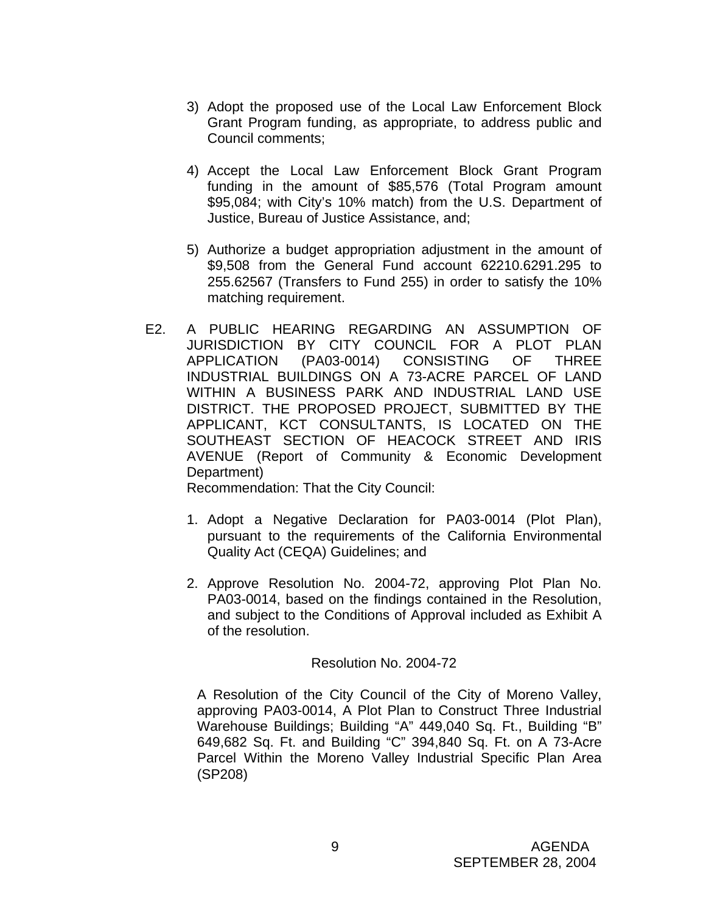3) Adopt the proposed use of the Local Law Enforcement Block Grant Program funding, as appropriate, to address public and Council comments;

4) Accept the Local Law Enforcement Block Grant Program funding in the amount of $85,576 (Total Program amount $95,084; with City's 10% match) from the U.S. Department of Justice, Bureau of Justice Assistance, and;

5) Authorize a budget appropriation adjustment in the amount of $9,508 from the General Fund account 62210.6291.295 to 255.62567 (Transfers to Fund 255) in order to satisfy the 10% matching requirement.

E2. A PUBLIC HEARING REGARDING AN ASSUMPTION OF JURISDICTION BY CITY COUNCIL FOR A PLOT PLAN APPLICATION (PA03-0014) CONSISTING OF THREE INDUSTRIAL BUILDINGS ON A 73-ACRE PARCEL OF LAND WITHIN A BUSINESS PARK AND INDUSTRIAL LAND USE DISTRICT. THE PROPOSED PROJECT, SUBMITTED BY THE APPLICANT, KCT CONSULTANTS, IS LOCATED ON THE SOUTHEAST SECTION OF HEACOCK STREET AND IRIS AVENUE (Report of Community & Economic Development Department)

Recommendation: That the City Council:

1. Adopt a Negative Declaration for PA03-0014 (Plot Plan), pursuant to the requirements of the California Environmental Quality Act (CEQA) Guidelines; and

2. Approve Resolution No. 2004-72, approving Plot Plan No. PA03-0014, based on the findings contained in the Resolution, and subject to the Conditions of Approval included as Exhibit A of the resolution.

Resolution No. 2004-72

A Resolution of the City Council of the City of Moreno Valley, approving PA03-0014, A Plot Plan to Construct Three Industrial Warehouse Buildings; Building "A" 449,040 Sq. Ft., Building "B" 649,682 Sq. Ft. and Building "C" 394,840 Sq. Ft. on A 73-Acre Parcel Within the Moreno Valley Industrial Specific Plan Area (SP208)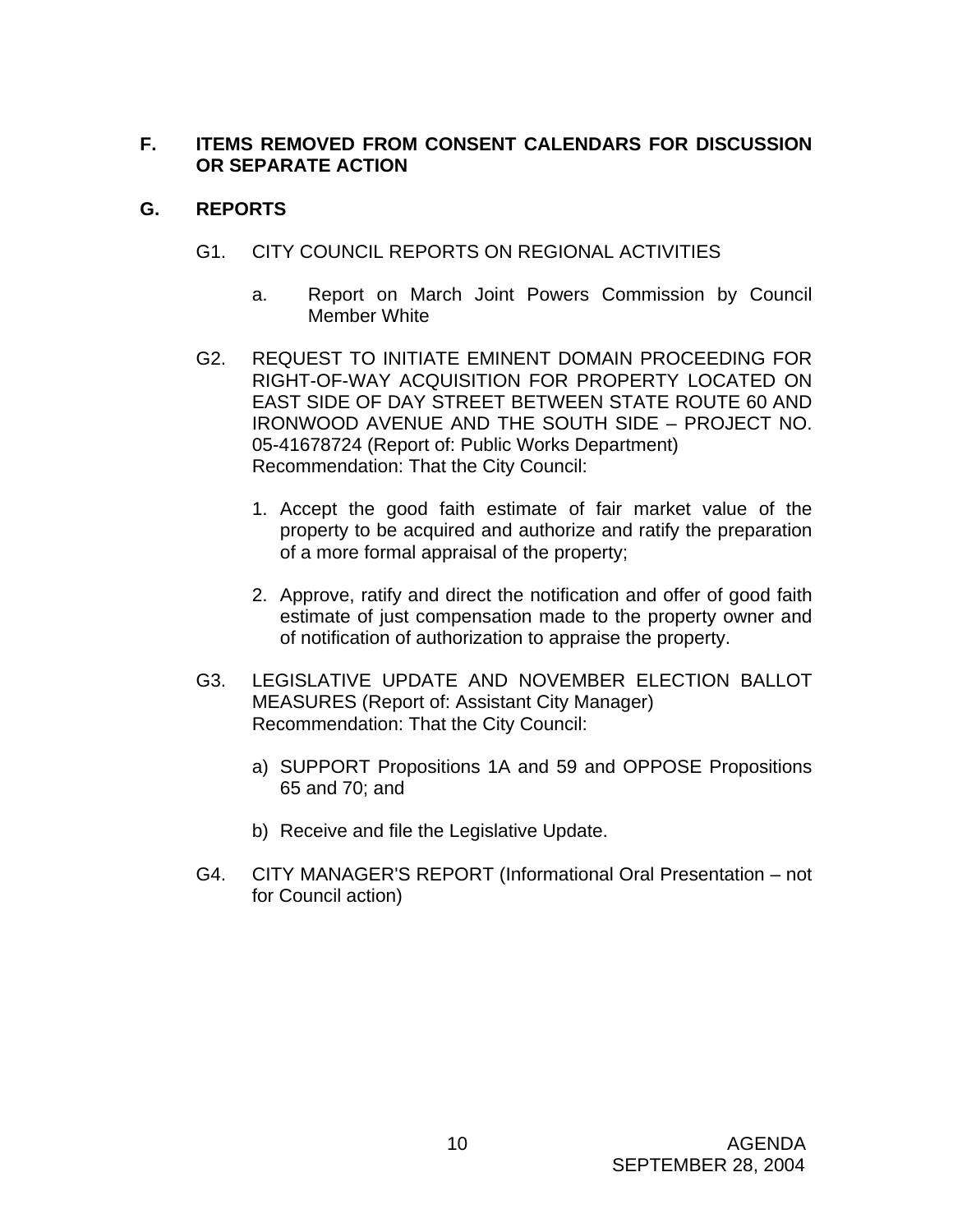## F. ITEMS REMOVED FROM CONSENT CALENDARS FOR DISCUSSION OR SEPARATE ACTION

## G. REPORTS

G1. CITY COUNCIL REPORTS ON REGIONAL ACTIVITIES

a. Report on March Joint Powers Commission by Council Member White

G2. REQUEST TO INITIATE EMINENT DOMAIN PROCEEDING FOR RIGHT-OF-WAY ACQUISITION FOR PROPERTY LOCATED ON EAST SIDE OF DAY STREET BETWEEN STATE ROUTE 60 AND IRONWOOD AVENUE AND THE SOUTH SIDE – PROJECT NO. 05-41678724 (Report of: Public Works Department)
Recommendation: That the City Council:

1. Accept the good faith estimate of fair market value of the property to be acquired and authorize and ratify the preparation of a more formal appraisal of the property;

2. Approve, ratify and direct the notification and offer of good faith estimate of just compensation made to the property owner and of notification of authorization to appraise the property.

G3. LEGISLATIVE UPDATE AND NOVEMBER ELECTION BALLOT MEASURES (Report of: Assistant City Manager)
Recommendation: That the City Council:

a) SUPPORT Propositions 1A and 59 and OPPOSE Propositions 65 and 70; and

b) Receive and file the Legislative Update.

G4. CITY MANAGER'S REPORT (Informational Oral Presentation – not for Council action)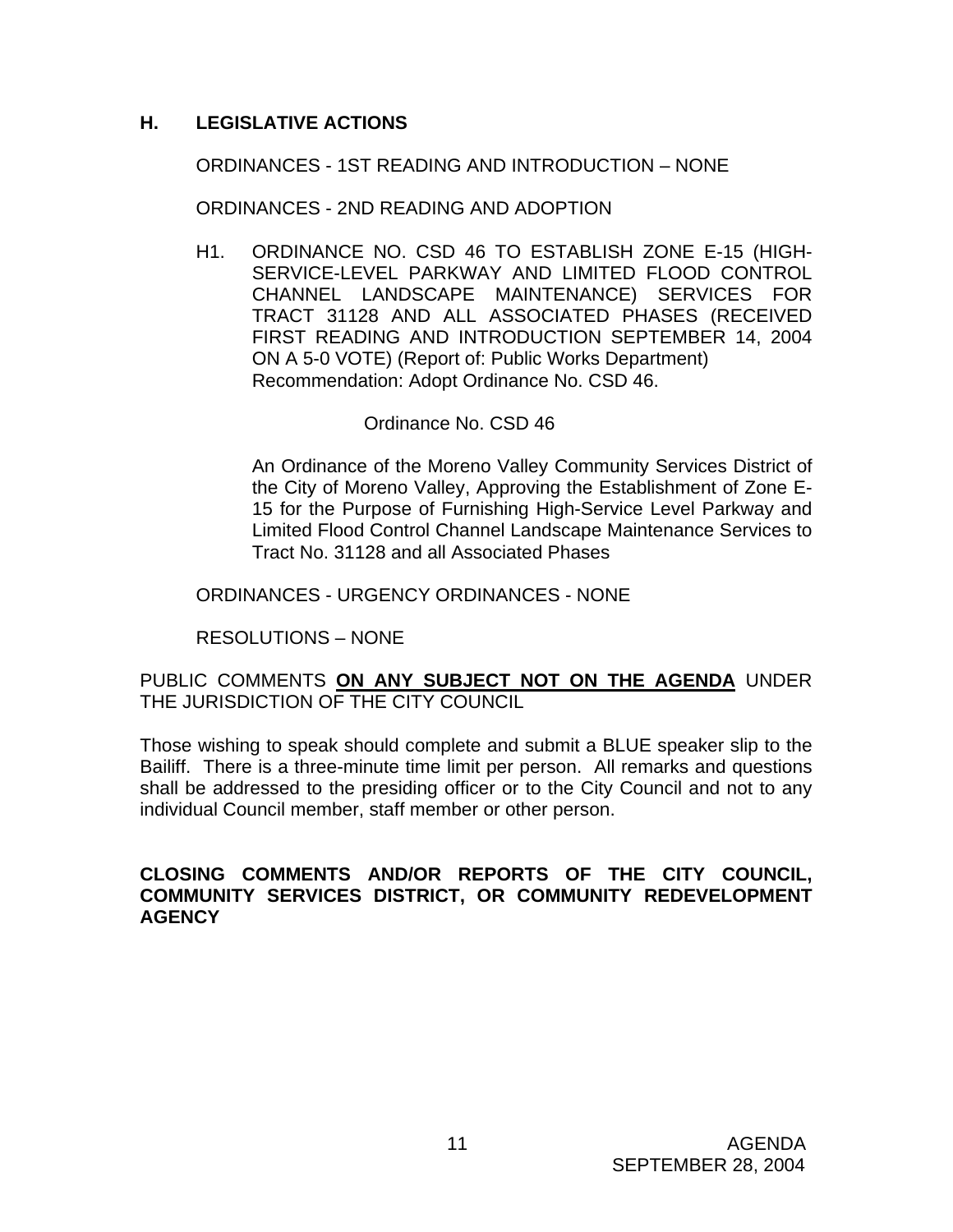## H. LEGISLATIVE ACTIONS

ORDINANCES - 1ST READING AND INTRODUCTION – NONE

ORDINANCES - 2ND READING AND ADOPTION

H1. ORDINANCE NO. CSD 46 TO ESTABLISH ZONE E-15 (HIGH-SERVICE-LEVEL PARKWAY AND LIMITED FLOOD CONTROL CHANNEL LANDSCAPE MAINTENANCE) SERVICES FOR TRACT 31128 AND ALL ASSOCIATED PHASES (RECEIVED FIRST READING AND INTRODUCTION SEPTEMBER 14, 2004 ON A 5-0 VOTE) (Report of: Public Works Department)
Recommendation: Adopt Ordinance No. CSD 46.

Ordinance No. CSD 46

An Ordinance of the Moreno Valley Community Services District of the City of Moreno Valley, Approving the Establishment of Zone E-15 for the Purpose of Furnishing High-Service Level Parkway and Limited Flood Control Channel Landscape Maintenance Services to Tract No. 31128 and all Associated Phases

ORDINANCES - URGENCY ORDINANCES - NONE

RESOLUTIONS – NONE

PUBLIC COMMENTS **ON ANY SUBJECT NOT ON THE AGENDA** UNDER THE JURISDICTION OF THE CITY COUNCIL

Those wishing to speak should complete and submit a BLUE speaker slip to the Bailiff. There is a three-minute time limit per person. All remarks and questions shall be addressed to the presiding officer or to the City Council and not to any individual Council member, staff member or other person.

**CLOSING COMMENTS AND/OR REPORTS OF THE CITY COUNCIL, COMMUNITY SERVICES DISTRICT, OR COMMUNITY REDEVELOPMENT AGENCY**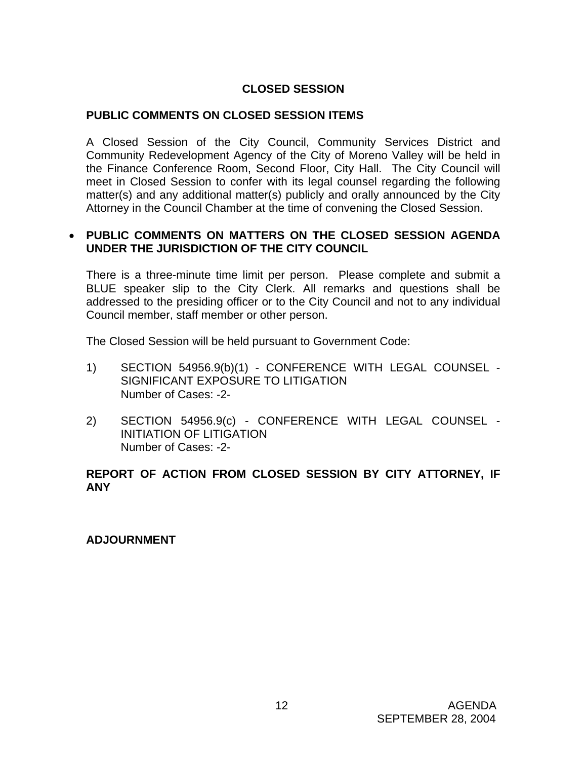## CLOSED SESSION

**PUBLIC COMMENTS ON CLOSED SESSION ITEMS**

A Closed Session of the City Council, Community Services District and Community Redevelopment Agency of the City of Moreno Valley will be held in the Finance Conference Room, Second Floor, City Hall. The City Council will meet in Closed Session to confer with its legal counsel regarding the following matter(s) and any additional matter(s) publicly and orally announced by the City Attorney in the Council Chamber at the time of convening the Closed Session.

- **PUBLIC COMMENTS ON MATTERS ON THE CLOSED SESSION AGENDA UNDER THE JURISDICTION OF THE CITY COUNCIL**

There is a three-minute time limit per person. Please complete and submit a BLUE speaker slip to the City Clerk. All remarks and questions shall be addressed to the presiding officer or to the City Council and not to any individual Council member, staff member or other person.

The Closed Session will be held pursuant to Government Code:

1) SECTION 54956.9(b)(1) - CONFERENCE WITH LEGAL COUNSEL - SIGNIFICANT EXPOSURE TO LITIGATION
   Number of Cases: -2-

2) SECTION 54956.9(c) - CONFERENCE WITH LEGAL COUNSEL - INITIATION OF LITIGATION
   Number of Cases: -2-

**REPORT OF ACTION FROM CLOSED SESSION BY CITY ATTORNEY, IF ANY**

**ADJOURNMENT**